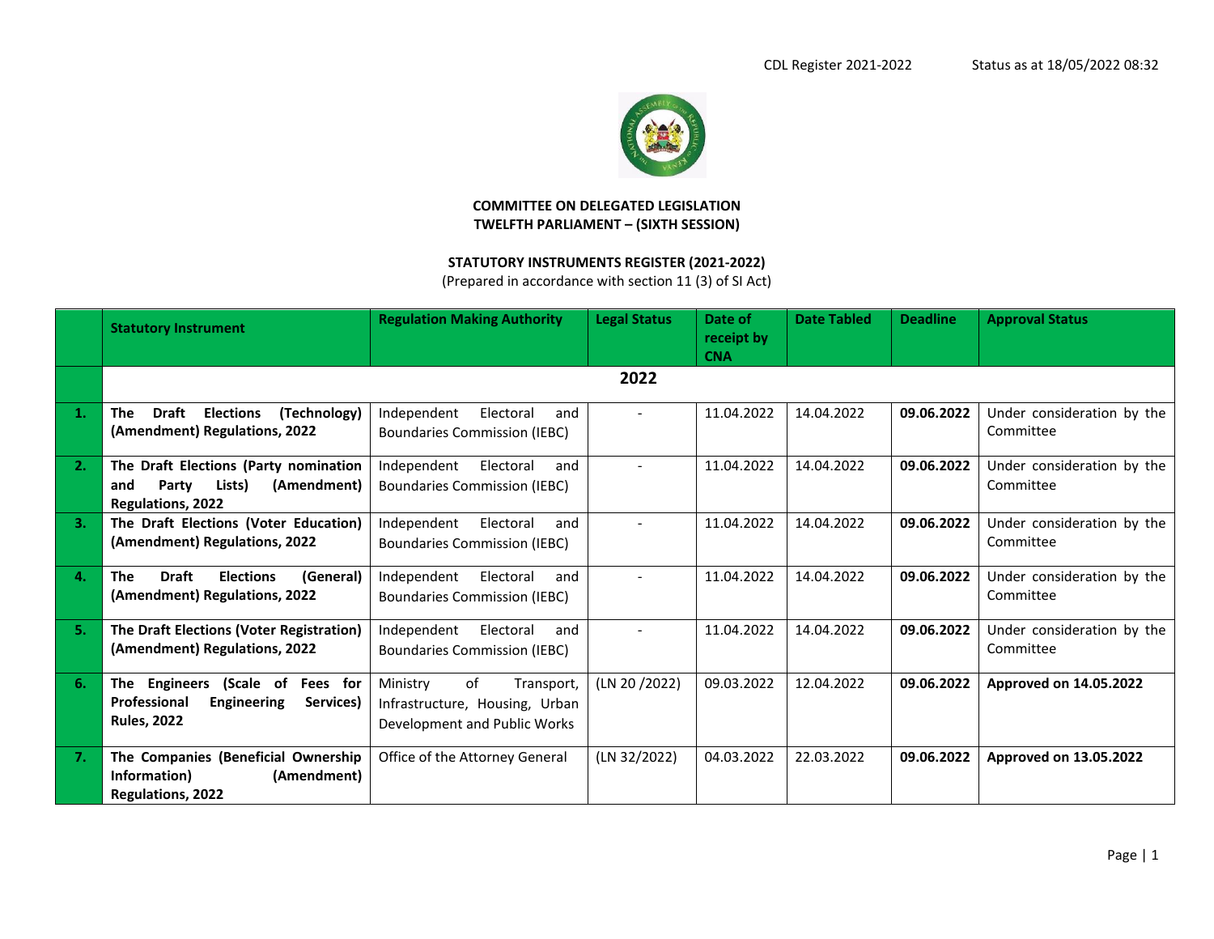CDL Register 2021-2022 Status as at 18/05/2022 08:32

**COMMITTEE ON DELEGATED LEGISLATION**
**TWELFTH PARLIAMENT – (SIXTH SESSION)**

**STATUTORY INSTRUMENTS REGISTER (2021-2022)**
(Prepared in accordance with section 11 (3) of SI Act)

| | Statutory Instrument | Regulation Making Authority | Legal Status | Date of receipt by CNA | Date Tabled | Deadline | Approval Status |
|---|---|---|---|---|---|---|---|
| | **2022** | | | | | | |
| 1. | **The Draft Elections (Technology) (Amendment) Regulations, 2022** | Independent Electoral and Boundaries Commission (IEBC) | - | 11.04.2022 | 14.04.2022 | **09.06.2022** | Under consideration by the Committee |
| 2. | **The Draft Elections (Party nomination and Party Lists) (Amendment) Regulations, 2022** | Independent Electoral and Boundaries Commission (IEBC) | - | 11.04.2022 | 14.04.2022 | **09.06.2022** | Under consideration by the Committee |
| 3. | **The Draft Elections (Voter Education) (Amendment) Regulations, 2022** | Independent Electoral and Boundaries Commission (IEBC) | - | 11.04.2022 | 14.04.2022 | **09.06.2022** | Under consideration by the Committee |
| 4. | **The Draft Elections (General) (Amendment) Regulations, 2022** | Independent Electoral and Boundaries Commission (IEBC) | - | 11.04.2022 | 14.04.2022 | **09.06.2022** | Under consideration by the Committee |
| 5. | **The Draft Elections (Voter Registration) (Amendment) Regulations, 2022** | Independent Electoral and Boundaries Commission (IEBC) | - | 11.04.2022 | 14.04.2022 | **09.06.2022** | Under consideration by the Committee |
| 6. | **The Engineers (Scale of Fees for Professional Engineering Services) Rules, 2022** | Ministry of Transport, Infrastructure, Housing, Urban Development and Public Works | (LN 20 /2022) | 09.03.2022 | 12.04.2022 | **09.06.2022** | **Approved on 14.05.2022** |
| 7. | **The Companies (Beneficial Ownership Information) (Amendment) Regulations, 2022** | Office of the Attorney General | (LN 32/2022) | 04.03.2022 | 22.03.2022 | **09.06.2022** | **Approved on 13.05.2022** |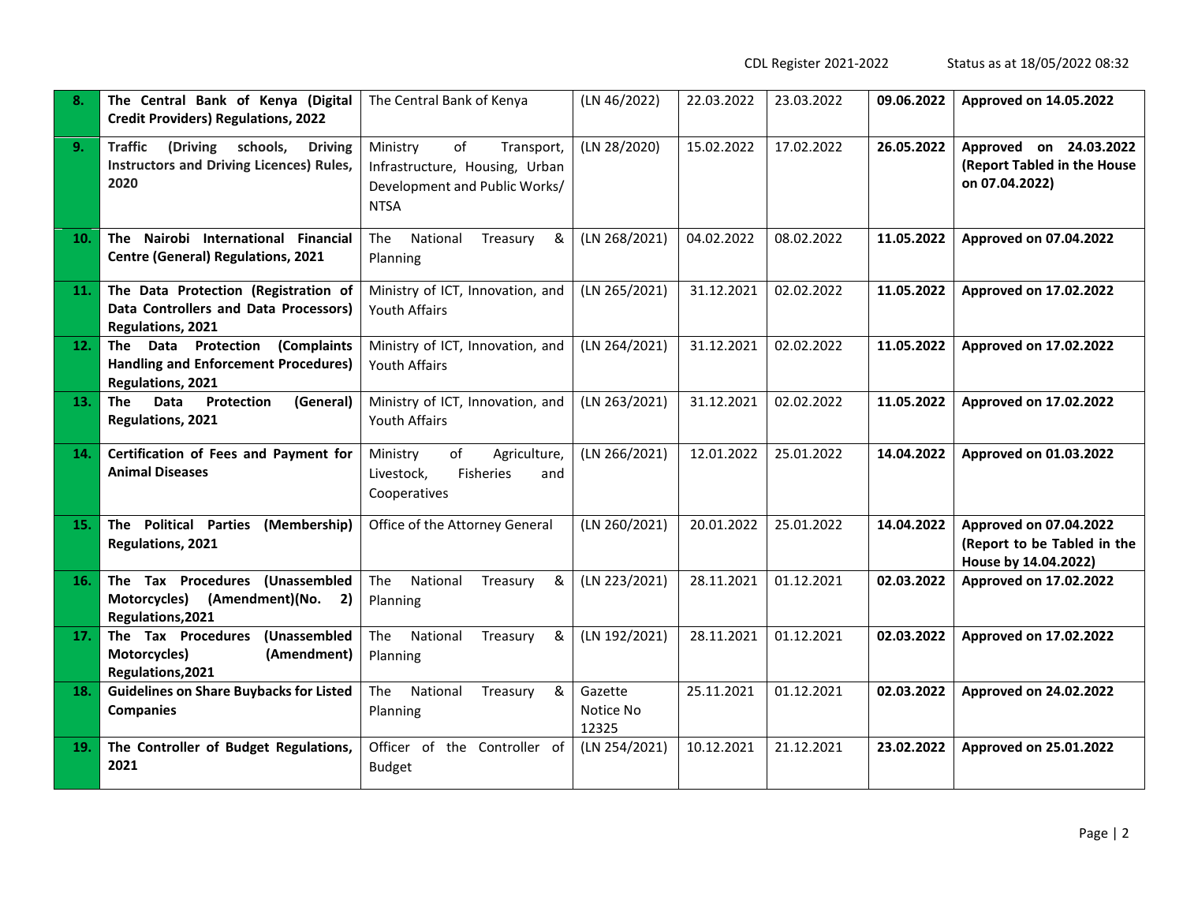| | | | | | | | |
|---|---|---|---|---|---|---|---|
| **8.** | **The Central Bank of Kenya (Digital Credit Providers) Regulations, 2022** | The Central Bank of Kenya | (LN 46/2022) | 22.03.2022 | 23.03.2022 | **09.06.2022** | **Approved on 14.05.2022** |
| **9.** | **Traffic (Driving schools, Driving Instructors and Driving Licences) Rules, 2020** | Ministry of Transport, Infrastructure, Housing, Urban Development and Public Works/ NTSA | (LN 28/2020) | 15.02.2022 | 17.02.2022 | **26.05.2022** | **Approved on 24.03.2022 (Report Tabled in the House on 07.04.2022)** |
| **10.** | **The Nairobi International Financial Centre (General) Regulations, 2021** | The National Treasury & Planning | (LN 268/2021) | 04.02.2022 | 08.02.2022 | **11.05.2022** | **Approved on 07.04.2022** |
| **11.** | **The Data Protection (Registration of Data Controllers and Data Processors) Regulations, 2021** | Ministry of ICT, Innovation, and Youth Affairs | (LN 265/2021) | 31.12.2021 | 02.02.2022 | **11.05.2022** | **Approved on 17.02.2022** |
| **12.** | **The Data Protection (Complaints Handling and Enforcement Procedures) Regulations, 2021** | Ministry of ICT, Innovation, and Youth Affairs | (LN 264/2021) | 31.12.2021 | 02.02.2022 | **11.05.2022** | **Approved on 17.02.2022** |
| **13.** | **The Data Protection (General) Regulations, 2021** | Ministry of ICT, Innovation, and Youth Affairs | (LN 263/2021) | 31.12.2021 | 02.02.2022 | **11.05.2022** | **Approved on 17.02.2022** |
| **14.** | **Certification of Fees and Payment for Animal Diseases** | Ministry of Agriculture, Livestock, Fisheries and Cooperatives | (LN 266/2021) | 12.01.2022 | 25.01.2022 | **14.04.2022** | **Approved on 01.03.2022** |
| **15.** | **The Political Parties (Membership) Regulations, 2021** | Office of the Attorney General | (LN 260/2021) | 20.01.2022 | 25.01.2022 | **14.04.2022** | **Approved on 07.04.2022 (Report to be Tabled in the House by 14.04.2022)** |
| **16.** | **The Tax Procedures (Unassembled Motorcycles) (Amendment)(No. 2) Regulations,2021** | The National Treasury & Planning | (LN 223/2021) | 28.11.2021 | 01.12.2021 | **02.03.2022** | **Approved on 17.02.2022** |
| **17.** | **The Tax Procedures (Unassembled Motorcycles) (Amendment) Regulations,2021** | The National Treasury & Planning | (LN 192/2021) | 28.11.2021 | 01.12.2021 | **02.03.2022** | **Approved on 17.02.2022** |
| **18.** | **Guidelines on Share Buybacks for Listed Companies** | The National Treasury & Planning | Gazette Notice No 12325 | 25.11.2021 | 01.12.2021 | **02.03.2022** | **Approved on 24.02.2022** |
| **19.** | **The Controller of Budget Regulations, 2021** | Officer of the Controller of Budget | (LN 254/2021) | 10.12.2021 | 21.12.2021 | **23.02.2022** | **Approved on 25.01.2022** |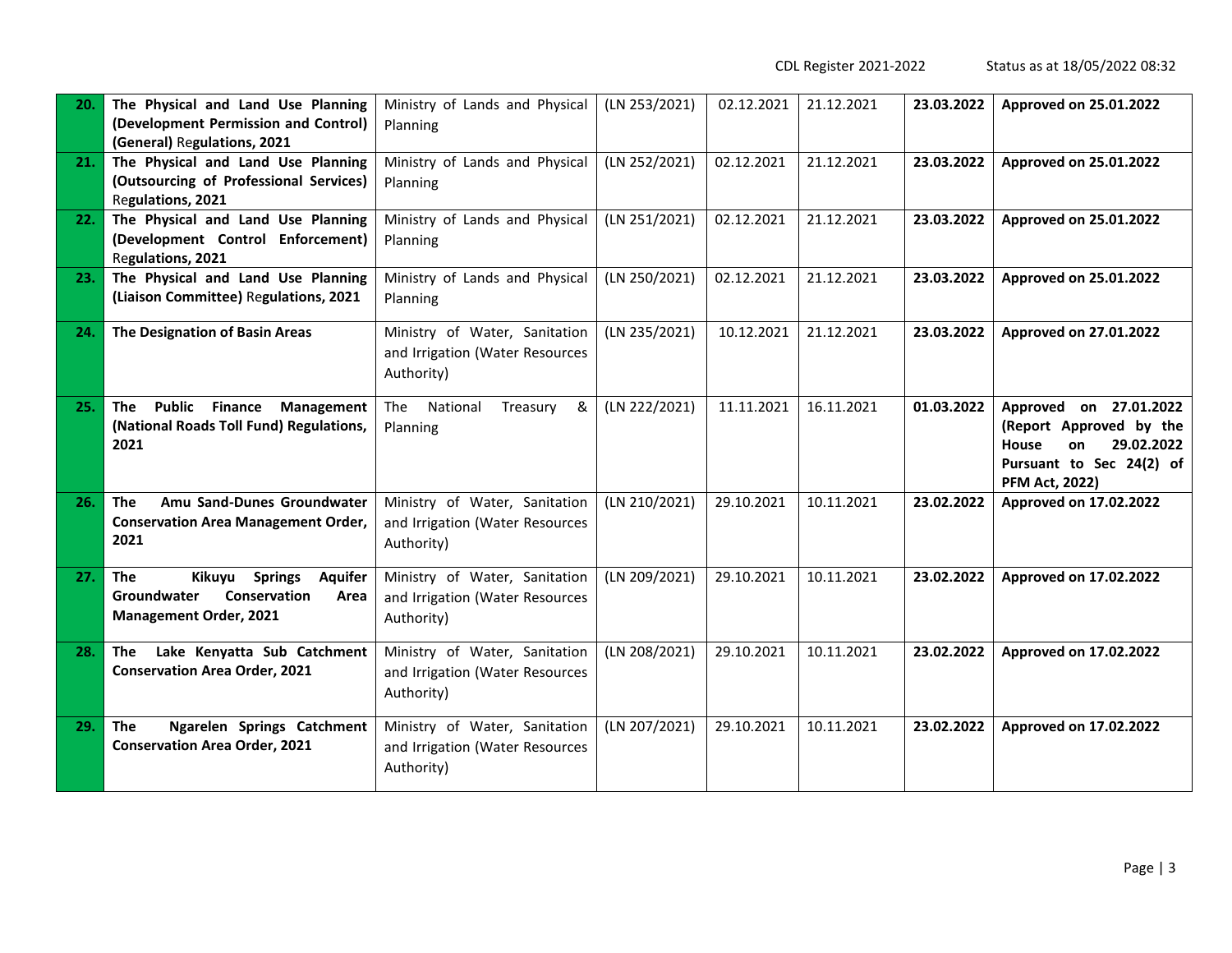| | | | | | | | |
|---|---|---|---|---|---|---|---|
| **20.** | **The Physical and Land Use Planning (Development Permission and Control) (General) Regulations, 2021** | Ministry of Lands and Physical Planning | (LN 253/2021) | 02.12.2021 | 21.12.2021 | **23.03.2022** | **Approved on 25.01.2022** |
| **21.** | **The Physical and Land Use Planning (Outsourcing of Professional Services) Regulations, 2021** | Ministry of Lands and Physical Planning | (LN 252/2021) | 02.12.2021 | 21.12.2021 | **23.03.2022** | **Approved on 25.01.2022** |
| **22.** | **The Physical and Land Use Planning (Development Control Enforcement) Regulations, 2021** | Ministry of Lands and Physical Planning | (LN 251/2021) | 02.12.2021 | 21.12.2021 | **23.03.2022** | **Approved on 25.01.2022** |
| **23.** | **The Physical and Land Use Planning (Liaison Committee) Regulations, 2021** | Ministry of Lands and Physical Planning | (LN 250/2021) | 02.12.2021 | 21.12.2021 | **23.03.2022** | **Approved on 25.01.2022** |
| **24.** | **The Designation of Basin Areas** | Ministry of Water, Sanitation and Irrigation (Water Resources Authority) | (LN 235/2021) | 10.12.2021 | 21.12.2021 | **23.03.2022** | **Approved on 27.01.2022** |
| **25.** | **The Public Finance Management (National Roads Toll Fund) Regulations, 2021** | The National Treasury & Planning | (LN 222/2021) | 11.11.2021 | 16.11.2021 | **01.03.2022** | **Approved on 27.01.2022 (Report Approved by the House on 29.02.2022 Pursuant to Sec 24(2) of PFM Act, 2022)** |
| **26.** | **The Amu Sand-Dunes Groundwater Conservation Area Management Order, 2021** | Ministry of Water, Sanitation and Irrigation (Water Resources Authority) | (LN 210/2021) | 29.10.2021 | 10.11.2021 | **23.02.2022** | **Approved on 17.02.2022** |
| **27.** | **The Kikuyu Springs Aquifer Groundwater Conservation Area Management Order, 2021** | Ministry of Water, Sanitation and Irrigation (Water Resources Authority) | (LN 209/2021) | 29.10.2021 | 10.11.2021 | **23.02.2022** | **Approved on 17.02.2022** |
| **28.** | **The Lake Kenyatta Sub Catchment Conservation Area Order, 2021** | Ministry of Water, Sanitation and Irrigation (Water Resources Authority) | (LN 208/2021) | 29.10.2021 | 10.11.2021 | **23.02.2022** | **Approved on 17.02.2022** |
| **29.** | **The Ngarelen Springs Catchment Conservation Area Order, 2021** | Ministry of Water, Sanitation and Irrigation (Water Resources Authority) | (LN 207/2021) | 29.10.2021 | 10.11.2021 | **23.02.2022** | **Approved on 17.02.2022** |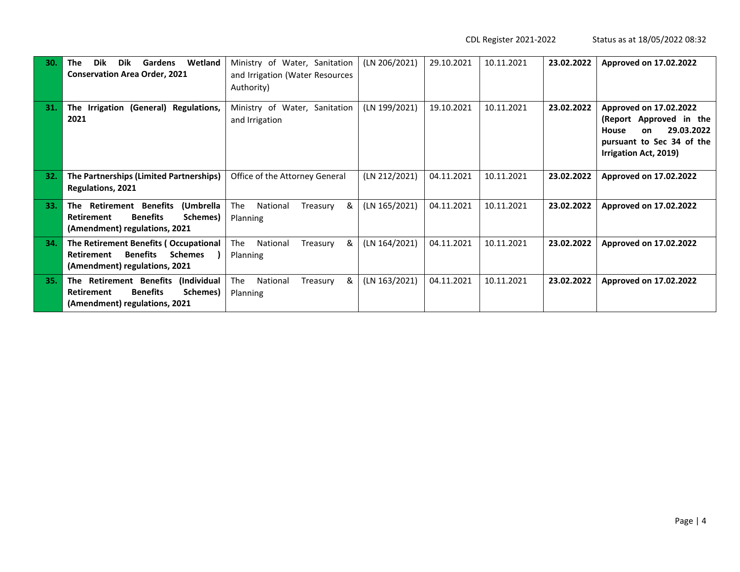| | | | | | | | |
|---|---|---|---|---|---|---|---|
| **30.** | **The Dik Dik Gardens Wetland Conservation Area Order, 2021** | Ministry of Water, Sanitation and Irrigation (Water Resources Authority) | (LN 206/2021) | 29.10.2021 | 10.11.2021 | **23.02.2022** | **Approved on 17.02.2022** |
| **31.** | **The Irrigation (General) Regulations, 2021** | Ministry of Water, Sanitation and Irrigation | (LN 199/2021) | 19.10.2021 | 10.11.2021 | **23.02.2022** | **Approved on 17.02.2022 (Report Approved in the House on 29.03.2022 pursuant to Sec 34 of the Irrigation Act, 2019)** |
| **32.** | **The Partnerships (Limited Partnerships) Regulations, 2021** | Office of the Attorney General | (LN 212/2021) | 04.11.2021 | 10.11.2021 | **23.02.2022** | **Approved on 17.02.2022** |
| **33.** | **The Retirement Benefits (Umbrella Retirement Benefits Schemes) (Amendment) regulations, 2021** | The National Treasury & Planning | (LN 165/2021) | 04.11.2021 | 10.11.2021 | **23.02.2022** | **Approved on 17.02.2022** |
| **34.** | **The Retirement Benefits ( Occupational Retirement Benefits Schemes ) (Amendment) regulations, 2021** | The National Treasury & Planning | (LN 164/2021) | 04.11.2021 | 10.11.2021 | **23.02.2022** | **Approved on 17.02.2022** |
| **35.** | **The Retirement Benefits (Individual Retirement Benefits Schemes) (Amendment) regulations, 2021** | The National Treasury & Planning | (LN 163/2021) | 04.11.2021 | 10.11.2021 | **23.02.2022** | **Approved on 17.02.2022** |